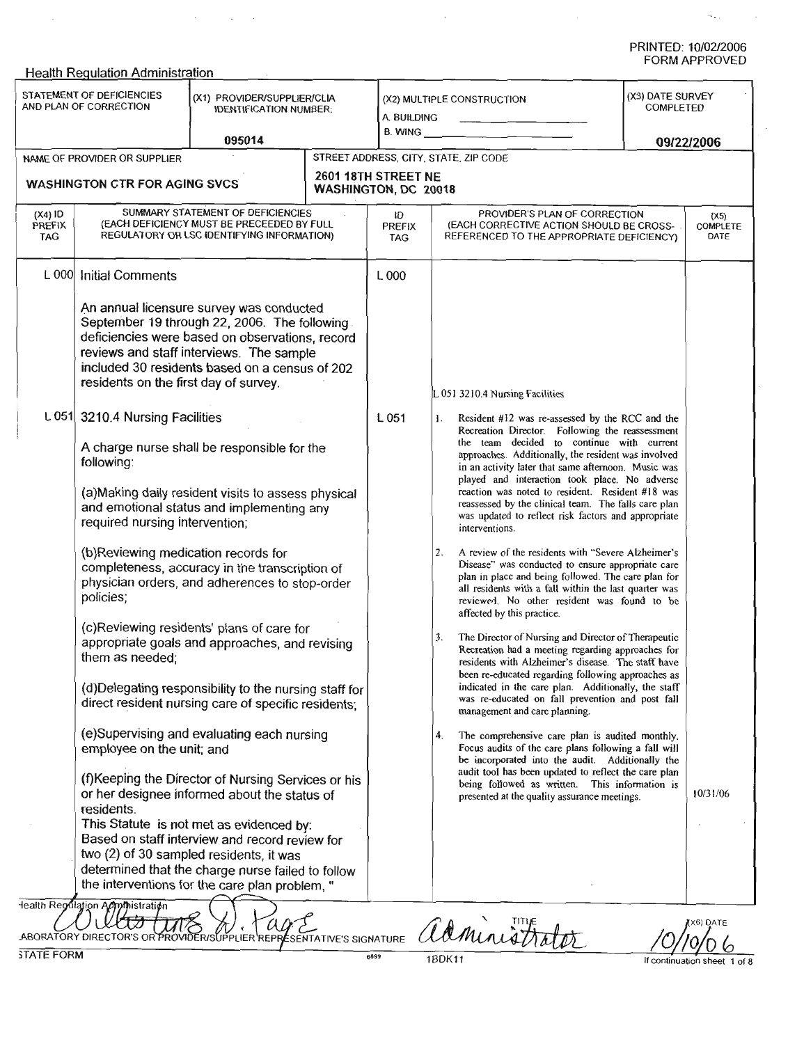PRINTED: 10/02/2006
FORM APPROVED

Health Regulation Administration

| STATEMENT OF DEFICIENCIES AND PLAN OF CORRECTION | (X1) PROVIDER/SUPPLIER/CLIA IDENTIFICATION NUMBER: | (X2) MULTIPLE CONSTRUCTION | (X3) DATE SURVEY COMPLETED |
|---|---|---|---|
| | 095014 | A. BUILDING ___ B. WING ___ | 09/22/2006 |

| NAME OF PROVIDER OR SUPPLIER | STREET ADDRESS, CITY, STATE, ZIP CODE |
|---|---|
| WASHINGTON CTR FOR AGING SVCS | 2601 18TH STREET NE WASHINGTON, DC 20018 |

| (X4) ID PREFIX TAG | SUMMARY STATEMENT OF DEFICIENCIES (EACH DEFICIENCY MUST BE PRECEEDED BY FULL REGULATORY OR LSC IDENTIFYING INFORMATION) | ID PREFIX TAG | PROVIDER'S PLAN OF CORRECTION (EACH CORRECTIVE ACTION SHOULD BE CROSS-REFERENCED TO THE APPROPRIATE DEFICIENCY) | (X5) COMPLETE DATE |
|---|---|---|---|---|
| L 000 | Initial Comments<br><br>An annual licensure survey was conducted September 19 through 22, 2006. The following deficiencies were based on observations, record reviews and staff interviews. The sample included 30 residents based on a census of 202 residents on the first day of survey. | L 000 | | |
| L 051 | 3210.4 Nursing Facilities<br><br>A charge nurse shall be responsible for the following:<br><br>(a)Making daily resident visits to assess physical and emotional status and implementing any required nursing intervention;<br><br>(b)Reviewing medication records for completeness, accuracy in the transcription of physician orders, and adherences to stop-order policies;<br><br>(c)Reviewing residents' plans of care for appropriate goals and approaches, and revising them as needed;<br><br>(d)Delegating responsibility to the nursing staff for direct resident nursing care of specific residents;<br><br>(e)Supervising and evaluating each nursing employee on the unit; and<br><br>(f)Keeping the Director of Nursing Services or his or her designee informed about the status of residents.<br>This Statute is not met as evidenced by:<br>Based on staff interview and record review for two (2) of 30 sampled residents, it was determined that the charge nurse failed to follow the interventions for the care plan problem, " | L 051 | L 051 3210.4 Nursing Facilities<br><br>1. Resident #12 was re-assessed by the RCC and the Recreation Director. Following the reassessment the team decided to continue with current approaches. Additionally, the resident was involved in an activity later that same afternoon. Music was played and interaction took place. No adverse reaction was noted to resident. Resident #18 was reassessed by the clinical team. The falls care plan was updated to reflect risk factors and appropriate interventions.<br><br>2. A review of the residents with "Severe Alzheimer's Disease" was conducted to ensure appropriate care plan in place and being followed. The care plan for all residents with a fall within the last quarter was reviewed. No other resident was found to be affected by this practice.<br><br>3. The Director of Nursing and Director of Therapeutic Recreation had a meeting regarding approaches for residents with Alzheimer's disease. The staff have been re-educated regarding following approaches as indicated in the care plan. Additionally, the staff was re-educated on fall prevention and post fall management and care planning.<br><br>4. The comprehensive care plan is audited monthly. Focus audits of the care plans following a fall will be incorporated into the audit. Additionally the audit tool has been updated to reflect the care plan being followed as written. This information is presented at the quality assurance meetings. | 10/31/06 |

Health Regulation Administration

LABORATORY DIRECTOR'S OR PROVIDER/SUPPLIER REPRESENTATIVE'S SIGNATURE: [signature] &nbsp;&nbsp; TITLE: Administrator &nbsp;&nbsp; (X6) DATE: 10/10/06

STATE FORM &nbsp;&nbsp; 6899 &nbsp;&nbsp; 1BDK11 &nbsp;&nbsp; If continuation sheet 1 of 8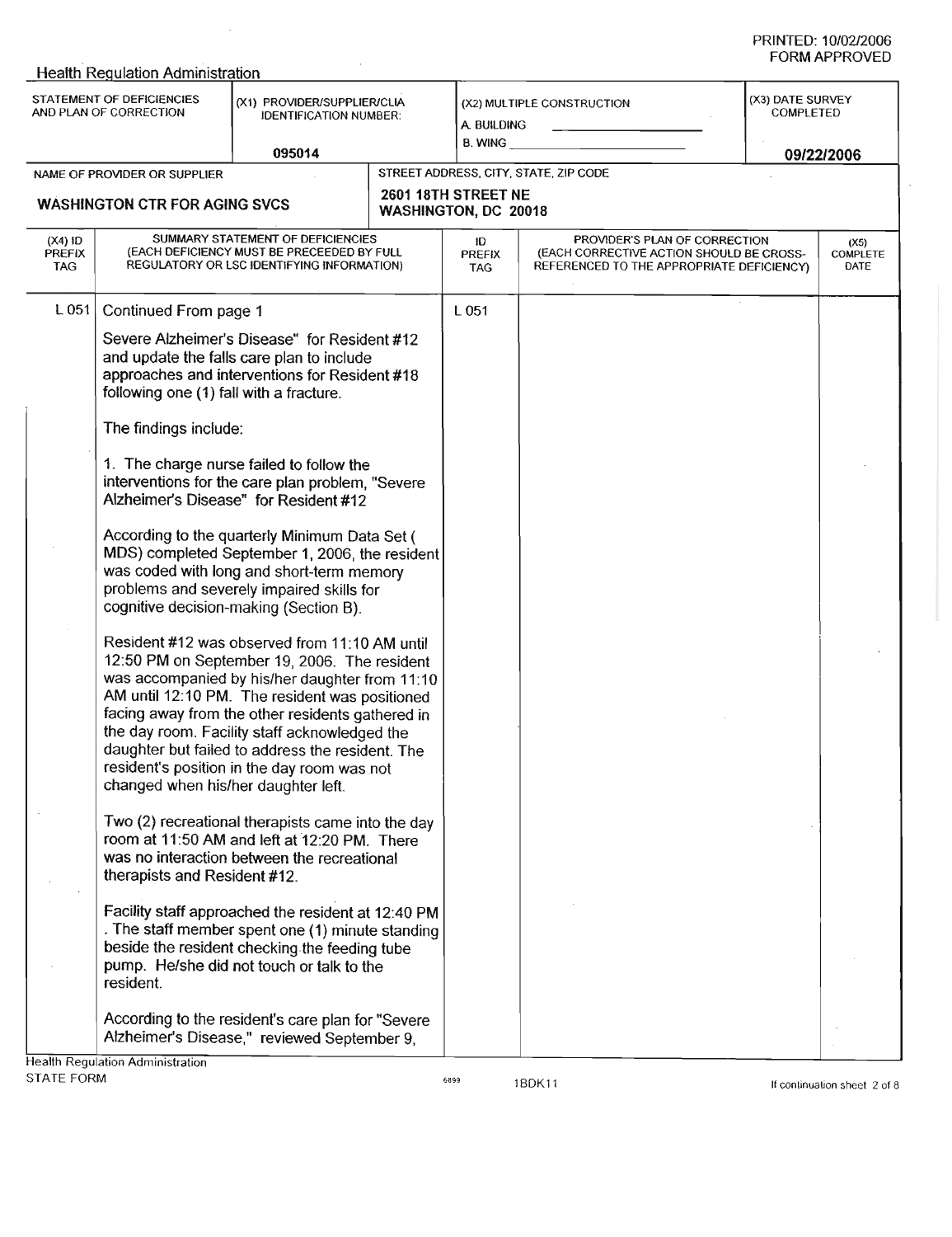PRINTED: 10/02/2006
FORM APPROVED

Health Regulation Administration

| STATEMENT OF DEFICIENCIES AND PLAN OF CORRECTION | (X1) PROVIDER/SUPPLIER/CLIA IDENTIFICATION NUMBER: | (X2) MULTIPLE CONSTRUCTION | (X3) DATE SURVEY COMPLETED |
|---|---|---|---|
| | 095014 | A. BUILDING ___ B. WING ___ | 09/22/2006 |

| NAME OF PROVIDER OR SUPPLIER | STREET ADDRESS, CITY, STATE, ZIP CODE |
|---|---|
| WASHINGTON CTR FOR AGING SVCS | 2601 18TH STREET NE WASHINGTON, DC 20018 |

| (X4) ID PREFIX TAG | SUMMARY STATEMENT OF DEFICIENCIES (EACH DEFICIENCY MUST BE PRECEEDED BY FULL REGULATORY OR LSC IDENTIFYING INFORMATION) | ID PREFIX TAG | PROVIDER'S PLAN OF CORRECTION (EACH CORRECTIVE ACTION SHOULD BE CROSS-REFERENCED TO THE APPROPRIATE DEFICIENCY) | (X5) COMPLETE DATE |
|---|---|---|---|---|
| L 051 | Continued From page 1 | L 051 | | |

Severe Alzheimer's Disease" for Resident #12 and update the falls care plan to include approaches and interventions for Resident #18 following one (1) fall with a fracture.

The findings include:

1. The charge nurse failed to follow the interventions for the care plan problem, "Severe Alzheimer's Disease" for Resident #12

According to the quarterly Minimum Data Set ( MDS) completed September 1, 2006, the resident was coded with long and short-term memory problems and severely impaired skills for cognitive decision-making (Section B).

Resident #12 was observed from 11:10 AM until 12:50 PM on September 19, 2006. The resident was accompanied by his/her daughter from 11:10 AM until 12:10 PM. The resident was positioned facing away from the other residents gathered in the day room. Facility staff acknowledged the daughter but failed to address the resident. The resident's position in the day room was not changed when his/her daughter left.

Two (2) recreational therapists came into the day room at 11:50 AM and left at 12:20 PM. There was no interaction between the recreational therapists and Resident #12.

Facility staff approached the resident at 12:40 PM . The staff member spent one (1) minute standing beside the resident checking the feeding tube pump. He/she did not touch or talk to the resident.

According to the resident's care plan for "Severe Alzheimer's Disease," reviewed September 9,

Health Regulation Administration
STATE FORM 6899 1BDK11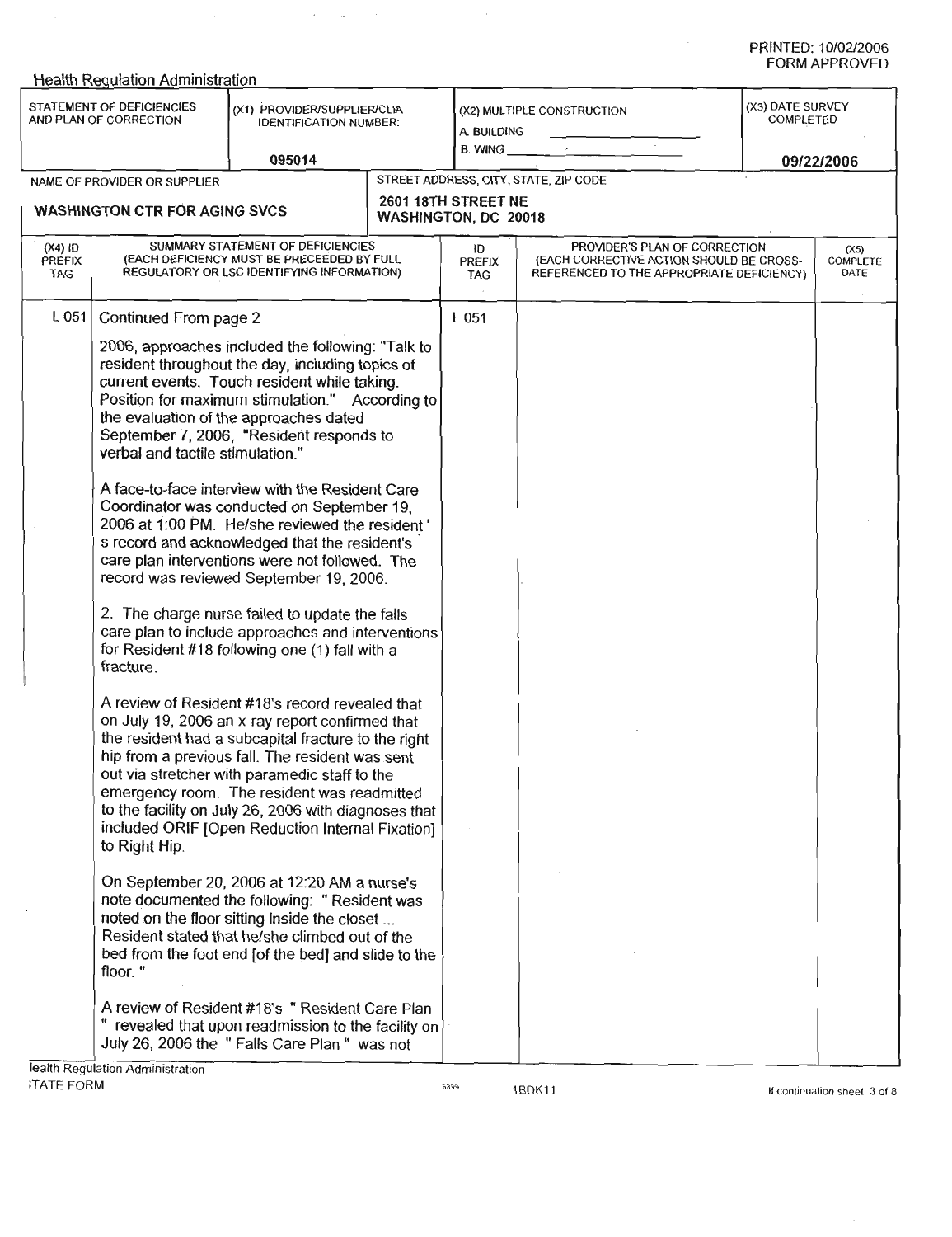Health Regulation Administration

| STATEMENT OF DEFICIENCIES AND PLAN OF CORRECTION | (X1) PROVIDER/SUPPLIER/CLIA IDENTIFICATION NUMBER: | (X2) MULTIPLE CONSTRUCTION | (X3) DATE SURVEY COMPLETED |
|---|---|---|---|
| | 095014 | A. BUILDING ______ B. WING ______ | 09/22/2006 |

| NAME OF PROVIDER OR SUPPLIER | STREET ADDRESS, CITY, STATE, ZIP CODE |
|---|---|
| WASHINGTON CTR FOR AGING SVCS | 2601 18TH STREET NE WASHINGTON, DC 20018 |

| (X4) ID PREFIX TAG | SUMMARY STATEMENT OF DEFICIENCIES (EACH DEFICIENCY MUST BE PRECEEDED BY FULL REGULATORY OR LSC IDENTIFYING INFORMATION) | ID PREFIX TAG | PROVIDER'S PLAN OF CORRECTION (EACH CORRECTIVE ACTION SHOULD BE CROSS-REFERENCED TO THE APPROPRIATE DEFICIENCY) | (X5) COMPLETE DATE |
|---|---|---|---|---|
| L 051 | Continued From page 2 | L 051 | | |

2006, approaches included the following: "Talk to resident throughout the day, including topics of current events. Touch resident while taking. Position for maximum stimulation." According to the evaluation of the approaches dated September 7, 2006, "Resident responds to verbal and tactile stimulation."

A face-to-face interview with the Resident Care Coordinator was conducted on September 19, 2006 at 1:00 PM. He/she reviewed the resident ' s record and acknowledged that the resident's care plan interventions were not followed. The record was reviewed September 19, 2006.

2. The charge nurse failed to update the falls care plan to include approaches and interventions for Resident #18 following one (1) fall with a fracture.

A review of Resident #18's record revealed that on July 19, 2006 an x-ray report confirmed that the resident had a subcapital fracture to the right hip from a previous fall. The resident was sent out via stretcher with paramedic staff to the emergency room. The resident was readmitted to the facility on July 26, 2006 with diagnoses that included ORIF [Open Reduction Internal Fixation] to Right Hip.

On September 20, 2006 at 12:20 AM a nurse's note documented the following: " Resident was noted on the floor sitting inside the closet ... Resident stated that he/she climbed out of the bed from the foot end [of the bed] and slide to the floor. "

A review of Resident #18's " Resident Care Plan " revealed that upon readmission to the facility on July 26, 2006 the " Falls Care Plan " was not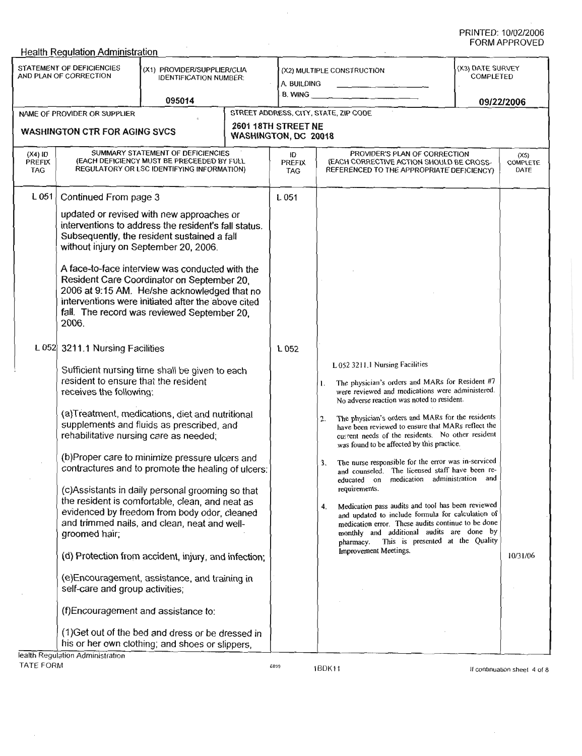PRINTED: 10/02/2006
FORM APPROVED

Health Regulation Administration

| STATEMENT OF DEFICIENCIES AND PLAN OF CORRECTION | (X1) PROVIDER/SUPPLIER/CLIA IDENTIFICATION NUMBER: | (X2) MULTIPLE CONSTRUCTION | (X3) DATE SURVEY COMPLETED |
|---|---|---|---|
| | 095014 | A. BUILDING<br>B. WING | 09/22/2006 |

| NAME OF PROVIDER OR SUPPLIER | STREET ADDRESS, CITY, STATE, ZIP CODE |
|---|---|
| WASHINGTON CTR FOR AGING SVCS | 2601 18TH STREET NE<br>WASHINGTON, DC 20018 |

| (X4) ID PREFIX TAG | SUMMARY STATEMENT OF DEFICIENCIES (EACH DEFICIENCY MUST BE PRECEEDED BY FULL REGULATORY OR LSC IDENTIFYING INFORMATION) | ID PREFIX TAG | PROVIDER'S PLAN OF CORRECTION (EACH CORRECTIVE ACTION SHOULD BE CROSS-REFERENCED TO THE APPROPRIATE DEFICIENCY) | (X5) COMPLETE DATE |
|---|---|---|---|---|
| L 051 | Continued From page 3<br><br>updated or revised with new approaches or interventions to address the resident's fall status. Subsequently, the resident sustained a fall without injury on September 20, 2006.<br><br>A face-to-face interview was conducted with the Resident Care Coordinator on September 20, 2006 at 9:15 AM. He/she acknowledged that no interventions were initiated after the above cited fall. The record was reviewed September 20, 2006. | L 051 | | |
| L 052 | 3211.1 Nursing Facilities<br><br>Sufficient nursing time shall be given to each resident to ensure that the resident receives the following:<br><br>(a)Treatment, medications, diet and nutritional supplements and fluids as prescribed, and rehabilitative nursing care as needed;<br><br>(b)Proper care to minimize pressure ulcers and contractures and to promote the healing of ulcers:<br><br>(c)Assistants in daily personal grooming so that the resident is comfortable, clean, and neat as evidenced by freedom from body odor, cleaned and trimmed nails, and clean, neat and well-groomed hair;<br><br>(d) Protection from accident, injury, and infection;<br><br>(e)Encouragement, assistance, and training in self-care and group activities;<br><br>(f)Encouragement and assistance to:<br><br>(1)Get out of the bed and dress or be dressed in his or her own clothing; and shoes or slippers, | L 052 | L 052 3211.1 Nursing Facilities<br><br>1. The physician's orders and MARs for Resident #7 were reviewed and medications were administered. No adverse reaction was noted to resident.<br><br>2. The physician's orders and MARs for the residents have been reviewed to ensure that MARs reflect the current needs of the residents. No other resident was found to be affected by this practice.<br><br>3. The nurse responsible for the error was in-serviced and counseled. The licensed staff have been re-educated on medication administration and requirements.<br><br>4. Medication pass audits and tool has been reviewed and updated to include formula for calculation of medication error. These audits continue to be done monthly and additional audits are done by pharmacy. This is presented at the Quality Improvement Meetings. | 10/31/06 |

Health Regulation Administration
STATE FORM 6899 1BDK11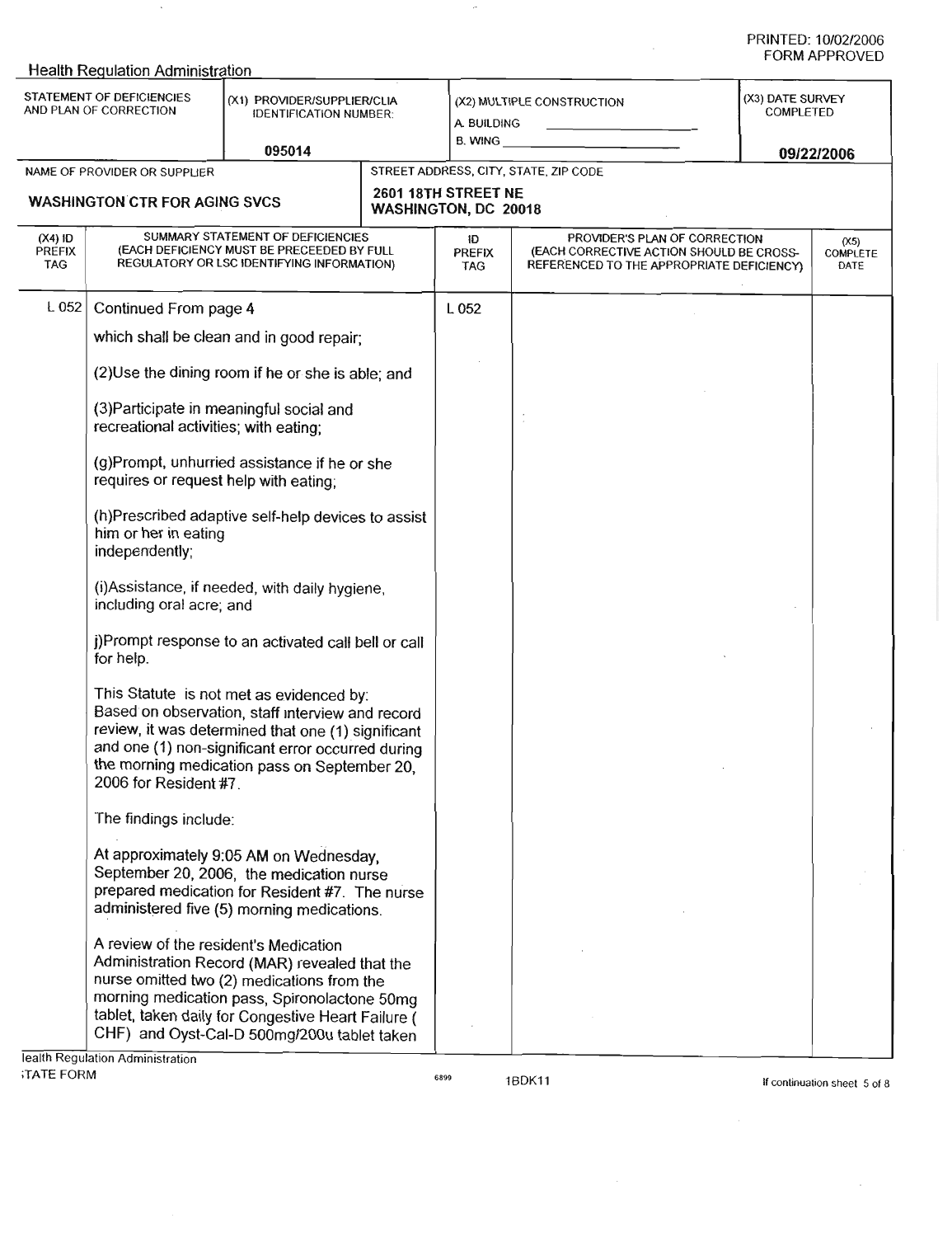PRINTED: 10/02/2006
FORM APPROVED

Health Regulation Administration

| STATEMENT OF DEFICIENCIES AND PLAN OF CORRECTION | (X1) PROVIDER/SUPPLIER/CLIA IDENTIFICATION NUMBER: | (X2) MULTIPLE CONSTRUCTION | (X3) DATE SURVEY COMPLETED |
|---|---|---|---|
| | 095014 | A. BUILDING ___ B. WING ___ | 09/22/2006 |

| NAME OF PROVIDER OR SUPPLIER | STREET ADDRESS, CITY, STATE, ZIP CODE |
|---|---|
| WASHINGTON CTR FOR AGING SVCS | 2601 18TH STREET NE WASHINGTON, DC 20018 |

| (X4) ID PREFIX TAG | SUMMARY STATEMENT OF DEFICIENCIES (EACH DEFICIENCY MUST BE PRECEEDED BY FULL REGULATORY OR LSC IDENTIFYING INFORMATION) | ID PREFIX TAG | PROVIDER'S PLAN OF CORRECTION (EACH CORRECTIVE ACTION SHOULD BE CROSS-REFERENCED TO THE APPROPRIATE DEFICIENCY) | (X5) COMPLETE DATE |
|---|---|---|---|---|
| L 052 | Continued From page 4 | L 052 | | |

which shall be clean and in good repair;

(2)Use the dining room if he or she is able; and

(3)Participate in meaningful social and recreational activities; with eating;

(g)Prompt, unhurried assistance if he or she requires or request help with eating;

(h)Prescribed adaptive self-help devices to assist him or her in eating independently;

(i)Assistance, if needed, with daily hygiene, including oral acre; and

j)Prompt response to an activated call bell or call for help.

This Statute is not met as evidenced by:
Based on observation, staff interview and record review, it was determined that one (1) significant and one (1) non-significant error occurred during the morning medication pass on September 20, 2006 for Resident #7.

The findings include:

At approximately 9:05 AM on Wednesday, September 20, 2006, the medication nurse prepared medication for Resident #7. The nurse administered five (5) morning medications.

A review of the resident's Medication Administration Record (MAR) revealed that the nurse omitted two (2) medications from the morning medication pass, Spironolactone 50mg tablet, taken daily for Congestive Heart Failure ( CHF) and Oyst-Cal-D 500mg/200u tablet taken

Health Regulation Administration
STATE FORM 6899 1BDK11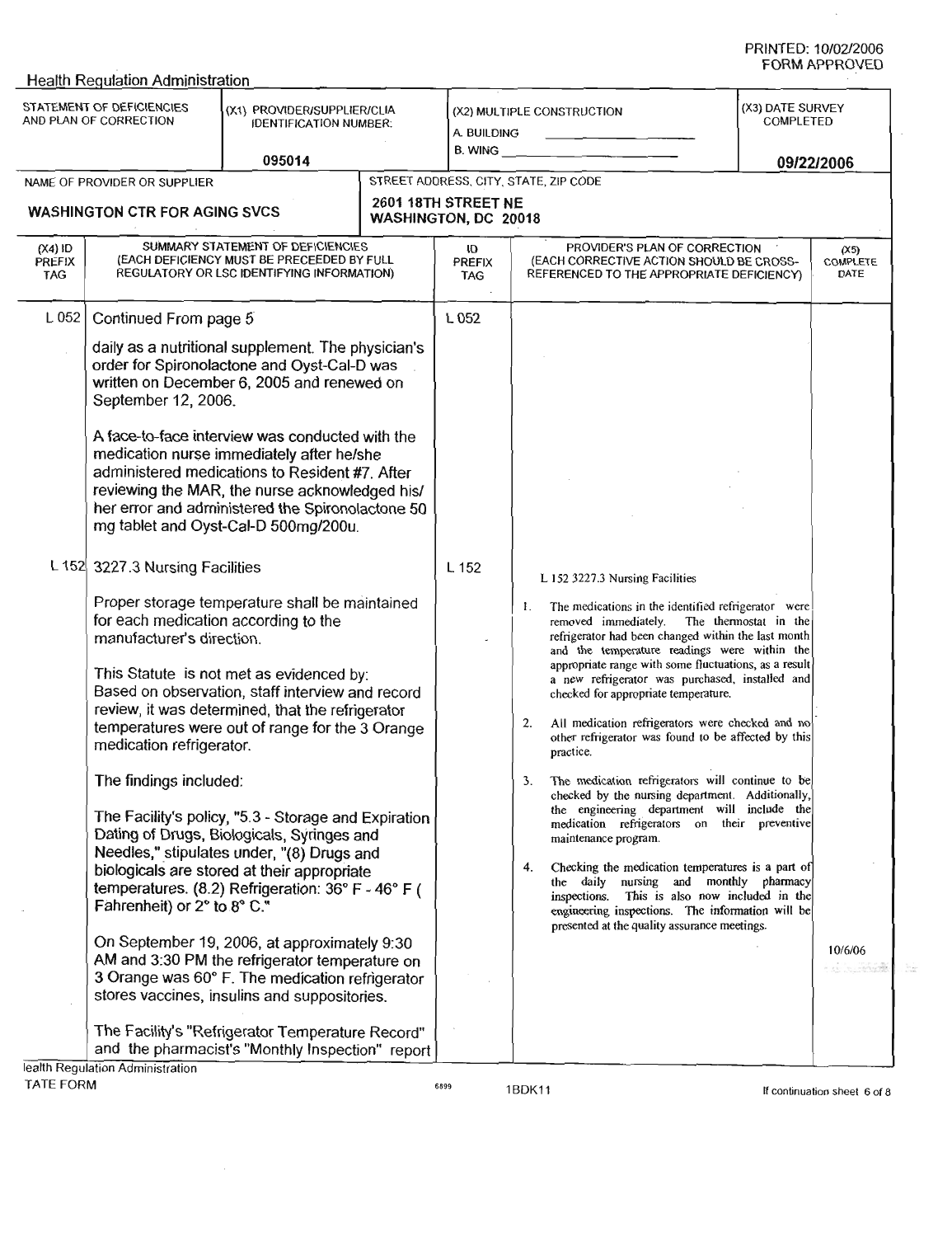Health Regulation Administration

PRINTED: 10/02/2006
FORM APPROVED

| STATEMENT OF DEFICIENCIES AND PLAN OF CORRECTION | (X1) PROVIDER/SUPPLIER/CLIA IDENTIFICATION NUMBER: | (X2) MULTIPLE CONSTRUCTION | (X3) DATE SURVEY COMPLETED |
|---|---|---|---|
| | 095014 | A. BUILDING ______ B. WING ______ | 09/22/2006 |

| NAME OF PROVIDER OR SUPPLIER | STREET ADDRESS, CITY, STATE, ZIP CODE |
|---|---|
| WASHINGTON CTR FOR AGING SVCS | 2601 18TH STREET NE WASHINGTON, DC 20018 |

| (X4) ID PREFIX TAG | SUMMARY STATEMENT OF DEFICIENCIES (EACH DEFICIENCY MUST BE PRECEEDED BY FULL REGULATORY OR LSC IDENTIFYING INFORMATION) | ID PREFIX TAG | PROVIDER'S PLAN OF CORRECTION (EACH CORRECTIVE ACTION SHOULD BE CROSS-REFERENCED TO THE APPROPRIATE DEFICIENCY) | (X5) COMPLETE DATE |
|---|---|---|---|---|
| L 052 | Continued From page 5<br><br>daily as a nutritional supplement. The physician's order for Spironolactone and Oyst-Cal-D was written on December 6, 2005 and renewed on September 12, 2006.<br><br>A face-to-face interview was conducted with the medication nurse immediately after he/she administered medications to Resident #7. After reviewing the MAR, the nurse acknowledged his/her error and administered the Spironolactone 50 mg tablet and Oyst-Cal-D 500mg/200u. | L 052 | | |
| L 152 | 3227.3 Nursing Facilities<br><br>Proper storage temperature shall be maintained for each medication according to the manufacturer's direction.<br><br>This Statute is not met as evidenced by:<br>Based on observation, staff interview and record review, it was determined, that the refrigerator temperatures were out of range for the 3 Orange medication refrigerator.<br><br>The findings included:<br><br>The Facility's policy, "5.3 - Storage and Expiration Dating of Drugs, Biologicals, Syringes and Needles," stipulates under, "(8) Drugs and biologicals are stored at their appropriate temperatures. (8.2) Refrigeration: 36° F - 46° F (Fahrenheit) or 2° to 8° C."<br><br>On September 19, 2006, at approximately 9:30 AM and 3:30 PM the refrigerator temperature on 3 Orange was 60° F. The medication refrigerator stores vaccines, insulins and suppositories.<br><br>The Facility's "Refrigerator Temperature Record" and the pharmacist's "Monthly Inspection" report | L 152 | L 152 3227.3 Nursing Facilities<br><br>1. The medications in the identified refrigerator were removed immediately. The thermostat in the refrigerator had been changed within the last month and the temperature readings were within the appropriate range with some fluctuations, as a result a new refrigerator was purchased, installed and checked for appropriate temperature.<br><br>2. All medication refrigerators were checked and no other refrigerator was found to be affected by this practice.<br><br>3. The medication refrigerators will continue to be checked by the nursing department. Additionally, the engineering department will include the medication refrigerators on their preventive maintenance program.<br><br>4. Checking the medication temperatures is a part of the daily nursing and monthly pharmacy inspections. This is also now included in the engineering inspections. The information will be presented at the quality assurance meetings. | 10/6/06 |

Health Regulation Administration
STATE FORM 6899 1BDK11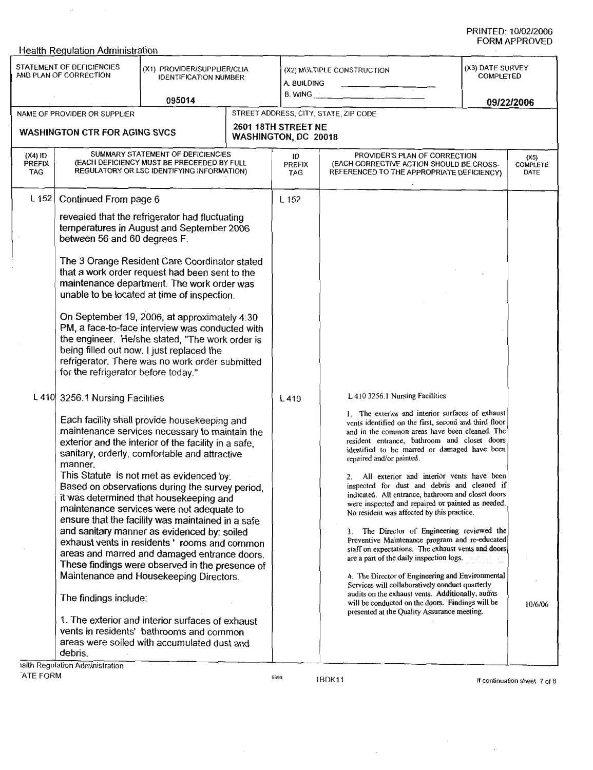PRINTED: 10/02/2006
FORM APPROVED

Health Regulation Administration

| STATEMENT OF DEFICIENCIES AND PLAN OF CORRECTION | (X1) PROVIDER/SUPPLIER/CLIA IDENTIFICATION NUMBER: | (X2) MULTIPLE CONSTRUCTION | (X3) DATE SURVEY COMPLETED |
|---|---|---|---|
| | 095014 | A. BUILDING ___ B. WING ___ | 09/22/2006 |

| NAME OF PROVIDER OR SUPPLIER | STREET ADDRESS, CITY, STATE, ZIP CODE |
|---|---|
| WASHINGTON CTR FOR AGING SVCS | 2601 18TH STREET NE WASHINGTON, DC 20018 |

| (X4) ID PREFIX TAG | SUMMARY STATEMENT OF DEFICIENCIES (EACH DEFICIENCY MUST BE PRECEEDED BY FULL REGULATORY OR LSC IDENTIFYING INFORMATION) | ID PREFIX TAG | PROVIDER'S PLAN OF CORRECTION (EACH CORRECTIVE ACTION SHOULD BE CROSS-REFERENCED TO THE APPROPRIATE DEFICIENCY) | (X5) COMPLETE DATE |
|---|---|---|---|---|
| L 152 | Continued From page 6<br><br>revealed that the refrigerator had fluctuating temperatures in August and September 2006 between 56 and 60 degrees F.<br><br>The 3 Orange Resident Care Coordinator stated that a work order request had been sent to the maintenance department. The work order was unable to be located at time of inspection.<br><br>On September 19, 2006, at approximately 4:30 PM, a face-to-face interview was conducted with the engineer. He/she stated, "The work order is being filled out now. I just replaced the refrigerator. There was no work order submitted for the refrigerator before today." | L 152 | | |
| L 410 | 3256.1 Nursing Facilities<br><br>Each facility shall provide housekeeping and maintenance services necessary to maintain the exterior and the interior of the facility in a safe, sanitary, orderly, comfortable and attractive manner.<br>This Statute is not met as evidenced by:<br>Based on observations during the survey period, it was determined that housekeeping and maintenance services were not adequate to ensure that the facility was maintained in a safe and sanitary manner as evidenced by: soiled exhaust vents in residents ' rooms and common areas and marred and damaged entrance doors. These findings were observed in the presence of Maintenance and Housekeeping Directors.<br><br>The findings include:<br><br>1. The exterior and interior surfaces of exhaust vents in residents' bathrooms and common areas were soiled with accumulated dust and debris. | L 410 | L 410 3256.1 Nursing Facilities<br><br>1. The exterior and interior surfaces of exhaust vents identified on the first, second and third floor and in the common areas have been cleaned. The resident entrance, bathroom and closet doors identified to be marred or damaged have been repaired and/or painted.<br><br>2. All exterior and interior vents have been inspected for dust and debris and cleaned if indicated. All entrance, bathroom and closet doors were inspected and repaired or painted as needed. No resident was affected by this practice.<br><br>3. The Director of Engineering reviewed the Preventive Maintenance program and re-educated staff on expectations. The exhaust vents and doors are a part of the daily inspection logs.<br><br>4. The Director of Engineering and Environmental Services will collaboratively conduct quarterly audits on the exhaust vents. Additionally, audits will be conducted on the doors. Findings will be presented at the Quality Assurance meeting. | 10/6/06 |

Health Regulation Administration
STATE FORM 6899 1BDK11 If continuation sheet 7 of 8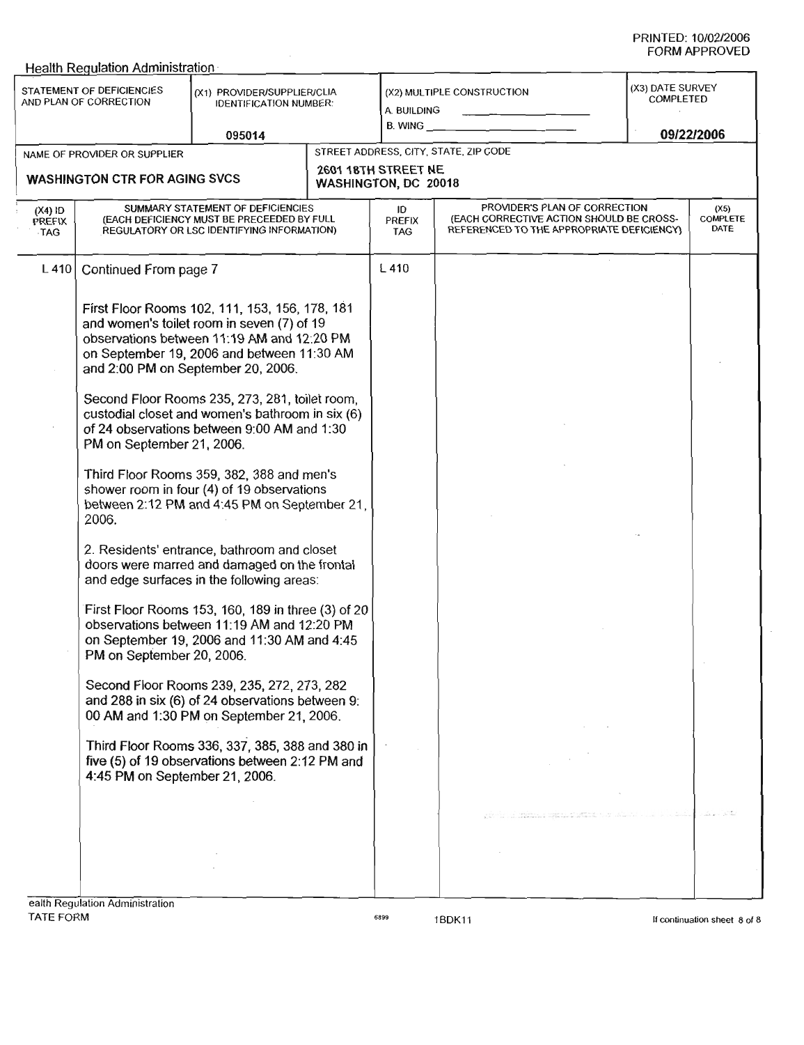PRINTED: 10/02/2006
FORM APPROVED

Health Regulation Administration

| STATEMENT OF DEFICIENCIES AND PLAN OF CORRECTION | (X1) PROVIDER/SUPPLIER/CLIA IDENTIFICATION NUMBER: | (X2) MULTIPLE CONSTRUCTION | (X3) DATE SURVEY COMPLETED |
|---|---|---|---|
| | 095014 | A. BUILDING ______ B. WING ______ | 09/22/2006 |

| NAME OF PROVIDER OR SUPPLIER | STREET ADDRESS, CITY, STATE, ZIP CODE |
|---|---|
| WASHINGTON CTR FOR AGING SVCS | 2601 18TH STREET NE WASHINGTON, DC 20018 |

| (X4) ID PREFIX TAG | SUMMARY STATEMENT OF DEFICIENCIES (EACH DEFICIENCY MUST BE PRECEEDED BY FULL REGULATORY OR LSC IDENTIFYING INFORMATION) | ID PREFIX TAG | PROVIDER'S PLAN OF CORRECTION (EACH CORRECTIVE ACTION SHOULD BE CROSS-REFERENCED TO THE APPROPRIATE DEFICIENCY) | (X5) COMPLETE DATE |
|---|---|---|---|---|
| L 410 | Continued From page 7<br><br>First Floor Rooms 102, 111, 153, 156, 178, 181 and women's toilet room in seven (7) of 19 observations between 11:19 AM and 12:20 PM on September 19, 2006 and between 11:30 AM and 2:00 PM on September 20, 2006.<br><br>Second Floor Rooms 235, 273, 281, toilet room, custodial closet and women's bathroom in six (6) of 24 observations between 9:00 AM and 1:30 PM on September 21, 2006.<br><br>Third Floor Rooms 359, 382, 388 and men's shower room in four (4) of 19 observations between 2:12 PM and 4:45 PM on September 21, 2006.<br><br>2. Residents' entrance, bathroom and closet doors were marred and damaged on the frontal and edge surfaces in the following areas:<br><br>First Floor Rooms 153, 160, 189 in three (3) of 20 observations between 11:19 AM and 12:20 PM on September 19, 2006 and 11:30 AM and 4:45 PM on September 20, 2006.<br><br>Second Floor Rooms 239, 235, 272, 273, 282 and 288 in six (6) of 24 observations between 9:00 AM and 1:30 PM on September 21, 2006.<br><br>Third Floor Rooms 336, 337, 385, 388 and 380 in five (5) of 19 observations between 2:12 PM and 4:45 PM on September 21, 2006. | L 410 | | |

Health Regulation Administration
STATE FORM 6899 1BDK11